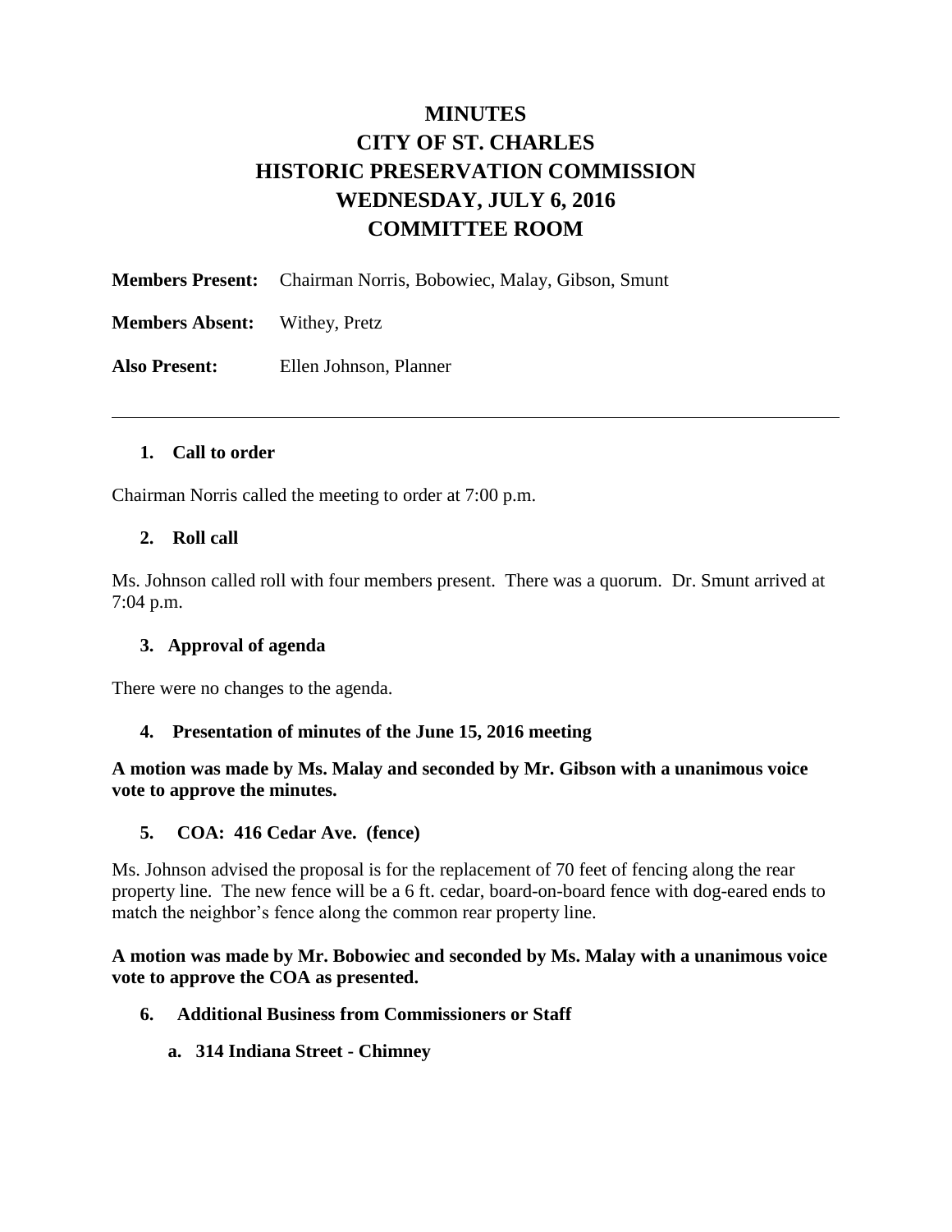# MINUTES
# CITY OF ST. CHARLES
# HISTORIC PRESERVATION COMMISSION
# WEDNESDAY, JULY 6, 2016
# COMMITTEE ROOM

**Members Present:** Chairman Norris, Bobowiec, Malay, Gibson, Smunt

**Members Absent:** Withey, Pretz

**Also Present:** Ellen Johnson, Planner

---

1. **Call to order**

Chairman Norris called the meeting to order at 7:00 p.m.

2. **Roll call**

Ms. Johnson called roll with four members present. There was a quorum. Dr. Smunt arrived at 7:04 p.m.

3. **Approval of agenda**

There were no changes to the agenda.

4. **Presentation of minutes of the June 15, 2016 meeting**

**A motion was made by Ms. Malay and seconded by Mr. Gibson with a unanimous voice vote to approve the minutes.**

5. **COA: 416 Cedar Ave. (fence)**

Ms. Johnson advised the proposal is for the replacement of 70 feet of fencing along the rear property line. The new fence will be a 6 ft. cedar, board-on-board fence with dog-eared ends to match the neighbor's fence along the common rear property line.

**A motion was made by Mr. Bobowiec and seconded by Ms. Malay with a unanimous voice vote to approve the COA as presented.**

6. **Additional Business from Commissioners or Staff**

   a. **314 Indiana Street - Chimney**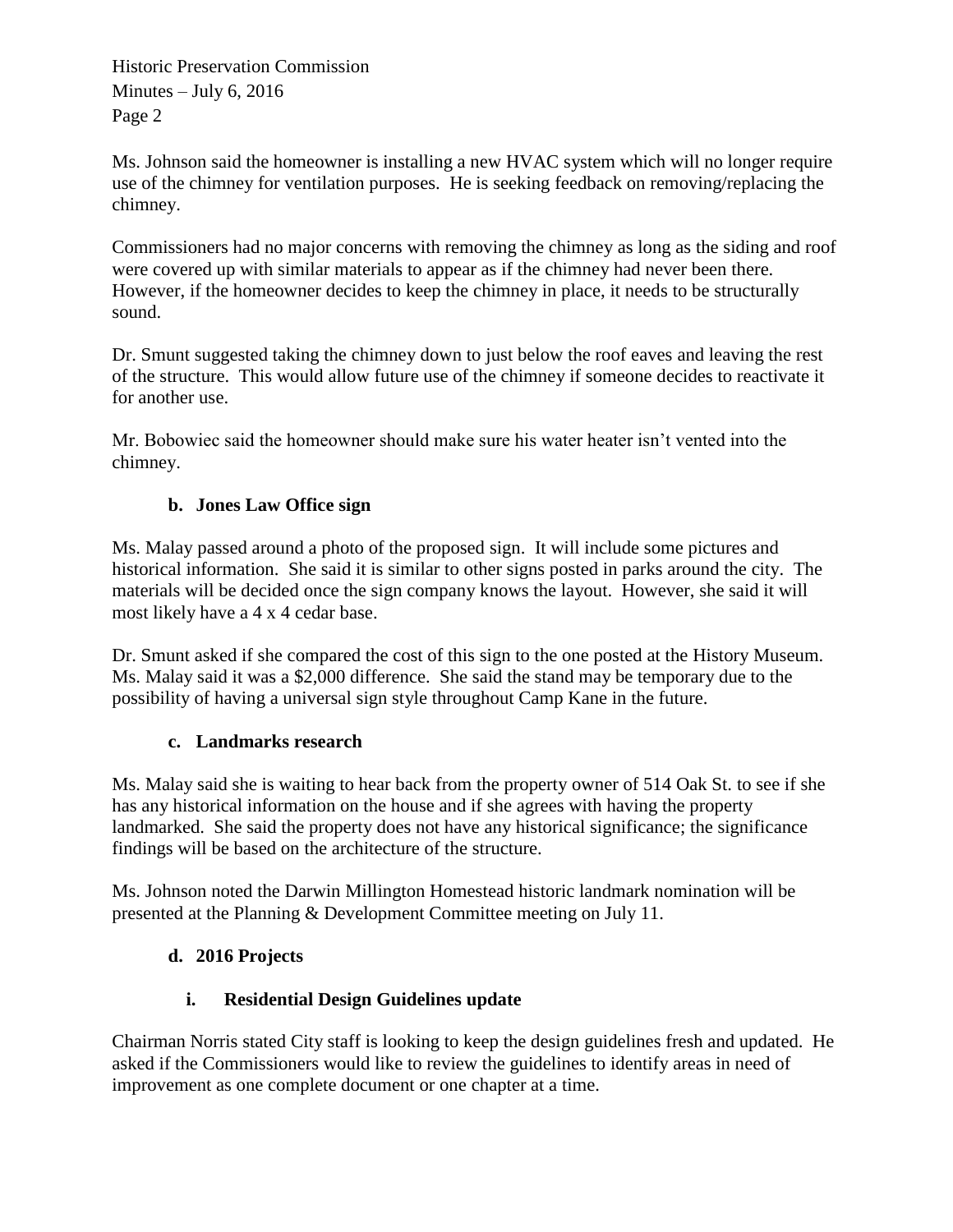Ms. Johnson said the homeowner is installing a new HVAC system which will no longer require use of the chimney for ventilation purposes. He is seeking feedback on removing/replacing the chimney.

Commissioners had no major concerns with removing the chimney as long as the siding and roof were covered up with similar materials to appear as if the chimney had never been there. However, if the homeowner decides to keep the chimney in place, it needs to be structurally sound.

Dr. Smunt suggested taking the chimney down to just below the roof eaves and leaving the rest of the structure. This would allow future use of the chimney if someone decides to reactivate it for another use.

Mr. Bobowiec said the homeowner should make sure his water heater isn't vented into the chimney.

**b. Jones Law Office sign**

Ms. Malay passed around a photo of the proposed sign. It will include some pictures and historical information. She said it is similar to other signs posted in parks around the city. The materials will be decided once the sign company knows the layout. However, she said it will most likely have a 4 x 4 cedar base.

Dr. Smunt asked if she compared the cost of this sign to the one posted at the History Museum. Ms. Malay said it was a $2,000 difference. She said the stand may be temporary due to the possibility of having a universal sign style throughout Camp Kane in the future.

**c. Landmarks research**

Ms. Malay said she is waiting to hear back from the property owner of 514 Oak St. to see if she has any historical information on the house and if she agrees with having the property landmarked. She said the property does not have any historical significance; the significance findings will be based on the architecture of the structure.

Ms. Johnson noted the Darwin Millington Homestead historic landmark nomination will be presented at the Planning & Development Committee meeting on July 11.

**d. 2016 Projects**

**i. Residential Design Guidelines update**

Chairman Norris stated City staff is looking to keep the design guidelines fresh and updated. He asked if the Commissioners would like to review the guidelines to identify areas in need of improvement as one complete document or one chapter at a time.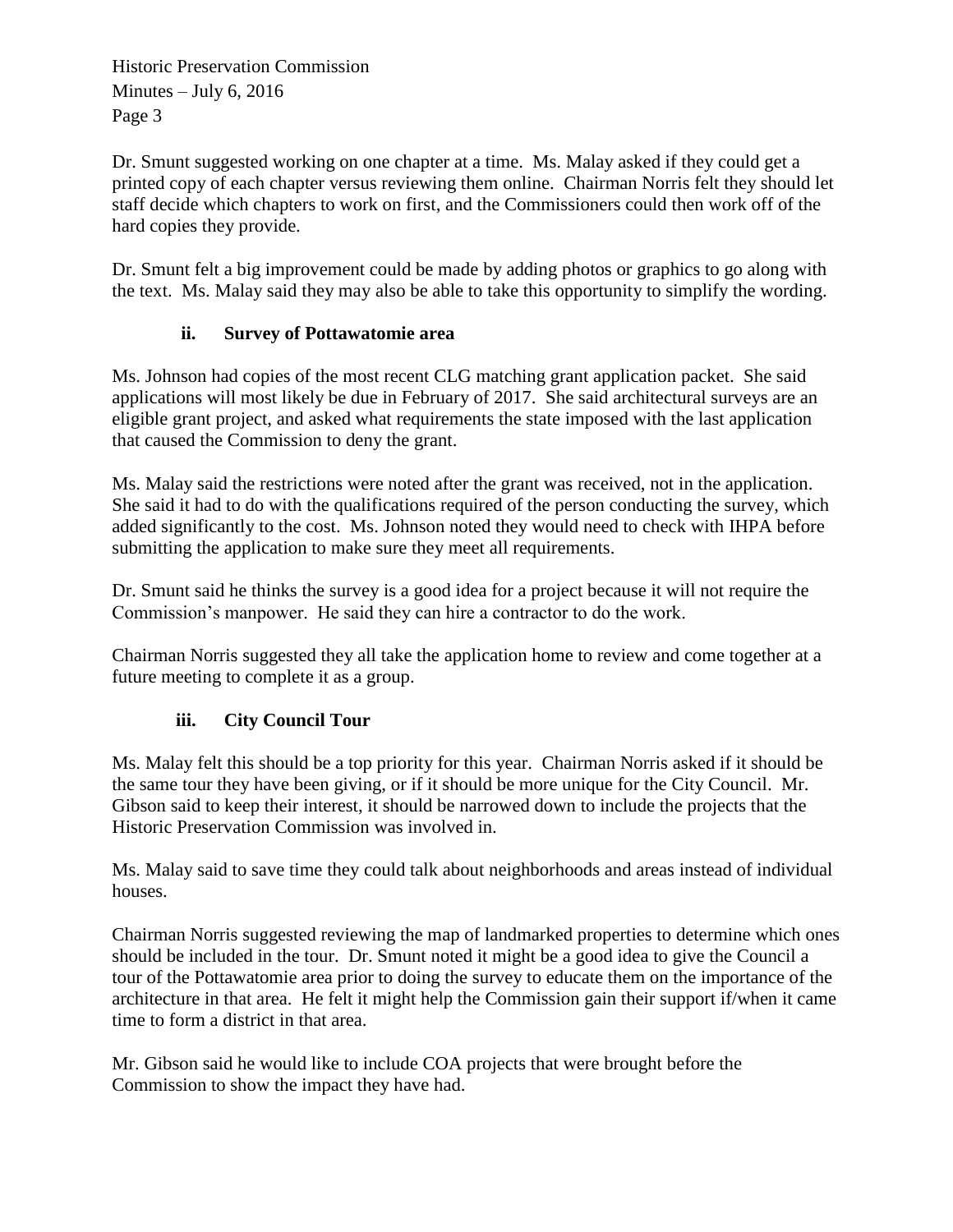Dr. Smunt suggested working on one chapter at a time. Ms. Malay asked if they could get a printed copy of each chapter versus reviewing them online. Chairman Norris felt they should let staff decide which chapters to work on first, and the Commissioners could then work off of the hard copies they provide.

Dr. Smunt felt a big improvement could be made by adding photos or graphics to go along with the text. Ms. Malay said they may also be able to take this opportunity to simplify the wording.

### ii. Survey of Pottawatomie area

Ms. Johnson had copies of the most recent CLG matching grant application packet. She said applications will most likely be due in February of 2017. She said architectural surveys are an eligible grant project, and asked what requirements the state imposed with the last application that caused the Commission to deny the grant.

Ms. Malay said the restrictions were noted after the grant was received, not in the application. She said it had to do with the qualifications required of the person conducting the survey, which added significantly to the cost. Ms. Johnson noted they would need to check with IHPA before submitting the application to make sure they meet all requirements.

Dr. Smunt said he thinks the survey is a good idea for a project because it will not require the Commission's manpower. He said they can hire a contractor to do the work.

Chairman Norris suggested they all take the application home to review and come together at a future meeting to complete it as a group.

### iii. City Council Tour

Ms. Malay felt this should be a top priority for this year. Chairman Norris asked if it should be the same tour they have been giving, or if it should be more unique for the City Council. Mr. Gibson said to keep their interest, it should be narrowed down to include the projects that the Historic Preservation Commission was involved in.

Ms. Malay said to save time they could talk about neighborhoods and areas instead of individual houses.

Chairman Norris suggested reviewing the map of landmarked properties to determine which ones should be included in the tour. Dr. Smunt noted it might be a good idea to give the Council a tour of the Pottawatomie area prior to doing the survey to educate them on the importance of the architecture in that area. He felt it might help the Commission gain their support if/when it came time to form a district in that area.

Mr. Gibson said he would like to include COA projects that were brought before the Commission to show the impact they have had.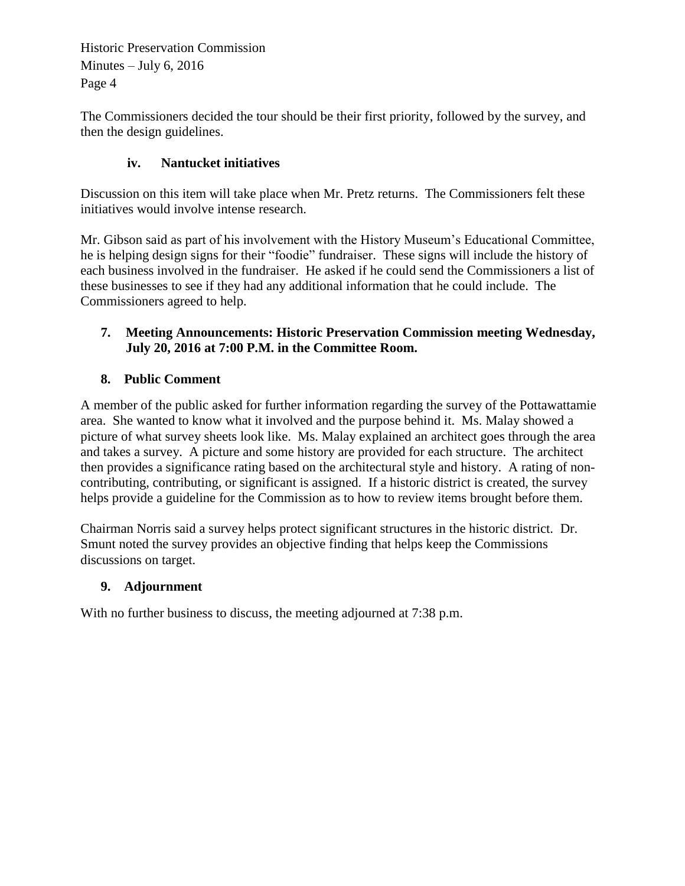The Commissioners decided the tour should be their first priority, followed by the survey, and then the design guidelines.

**iv. Nantucket initiatives**

Discussion on this item will take place when Mr. Pretz returns. The Commissioners felt these initiatives would involve intense research.

Mr. Gibson said as part of his involvement with the History Museum's Educational Committee, he is helping design signs for their "foodie" fundraiser. These signs will include the history of each business involved in the fundraiser. He asked if he could send the Commissioners a list of these businesses to see if they had any additional information that he could include. The Commissioners agreed to help.

**7. Meeting Announcements: Historic Preservation Commission meeting Wednesday, July 20, 2016 at 7:00 P.M. in the Committee Room.**

**8. Public Comment**

A member of the public asked for further information regarding the survey of the Pottawattamie area. She wanted to know what it involved and the purpose behind it. Ms. Malay showed a picture of what survey sheets look like. Ms. Malay explained an architect goes through the area and takes a survey. A picture and some history are provided for each structure. The architect then provides a significance rating based on the architectural style and history. A rating of non-contributing, contributing, or significant is assigned. If a historic district is created, the survey helps provide a guideline for the Commission as to how to review items brought before them.

Chairman Norris said a survey helps protect significant structures in the historic district. Dr. Smunt noted the survey provides an objective finding that helps keep the Commissions discussions on target.

**9. Adjournment**

With no further business to discuss, the meeting adjourned at 7:38 p.m.